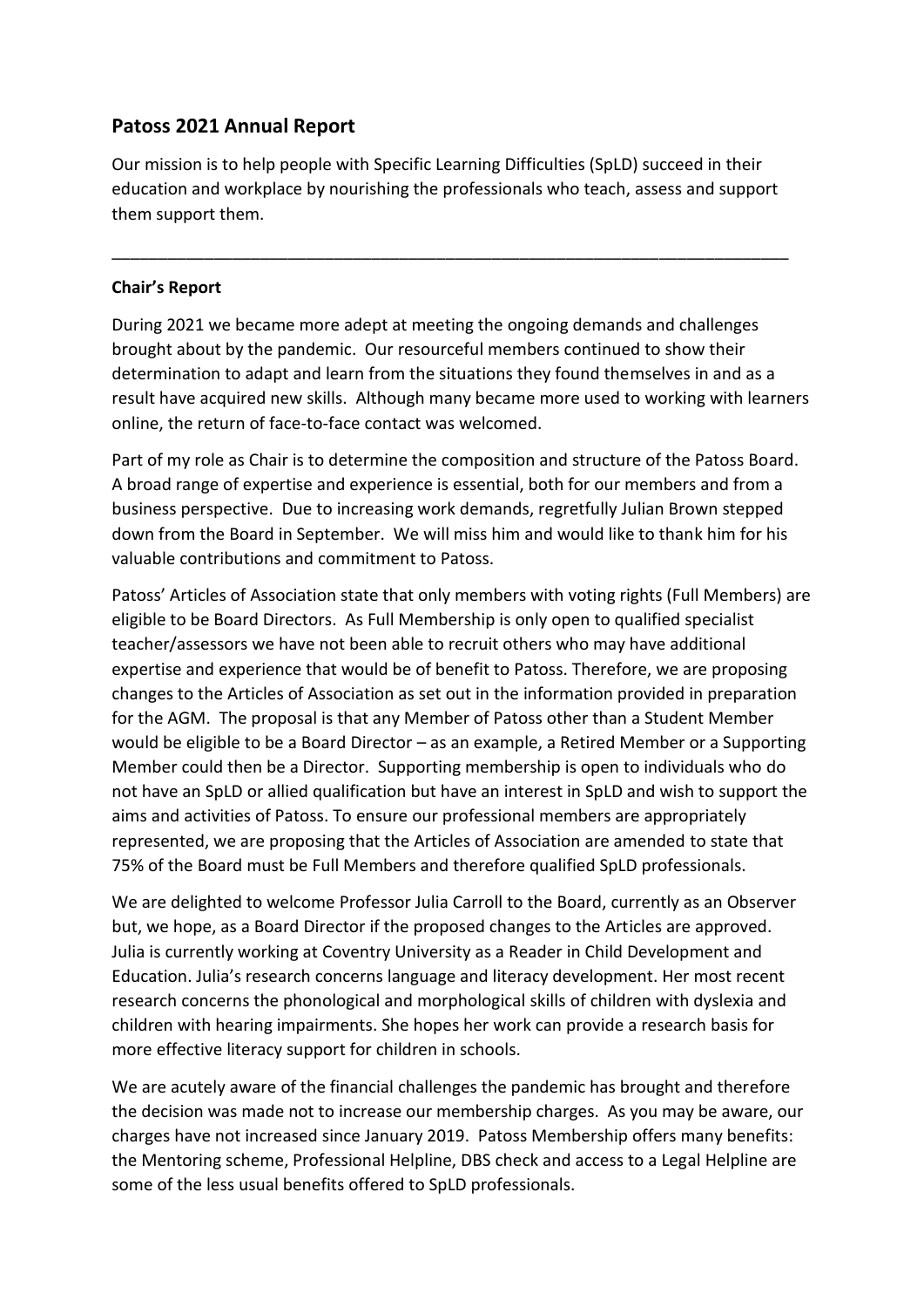# Patoss 2021 Annual Report

Our mission is to help people with Specific Learning Difficulties (SpLD) succeed in their education and workplace by nourishing the professionals who teach, assess and support them support them.

---

**Chair's Report**

During 2021 we became more adept at meeting the ongoing demands and challenges brought about by the pandemic. Our resourceful members continued to show their determination to adapt and learn from the situations they found themselves in and as a result have acquired new skills. Although many became more used to working with learners online, the return of face-to-face contact was welcomed.

Part of my role as Chair is to determine the composition and structure of the Patoss Board. A broad range of expertise and experience is essential, both for our members and from a business perspective. Due to increasing work demands, regretfully Julian Brown stepped down from the Board in September. We will miss him and would like to thank him for his valuable contributions and commitment to Patoss.

Patoss' Articles of Association state that only members with voting rights (Full Members) are eligible to be Board Directors. As Full Membership is only open to qualified specialist teacher/assessors we have not been able to recruit others who may have additional expertise and experience that would be of benefit to Patoss. Therefore, we are proposing changes to the Articles of Association as set out in the information provided in preparation for the AGM. The proposal is that any Member of Patoss other than a Student Member would be eligible to be a Board Director – as an example, a Retired Member or a Supporting Member could then be a Director. Supporting membership is open to individuals who do not have an SpLD or allied qualification but have an interest in SpLD and wish to support the aims and activities of Patoss. To ensure our professional members are appropriately represented, we are proposing that the Articles of Association are amended to state that 75% of the Board must be Full Members and therefore qualified SpLD professionals.

We are delighted to welcome Professor Julia Carroll to the Board, currently as an Observer but, we hope, as a Board Director if the proposed changes to the Articles are approved. Julia is currently working at Coventry University as a Reader in Child Development and Education. Julia's research concerns language and literacy development. Her most recent research concerns the phonological and morphological skills of children with dyslexia and children with hearing impairments. She hopes her work can provide a research basis for more effective literacy support for children in schools.

We are acutely aware of the financial challenges the pandemic has brought and therefore the decision was made not to increase our membership charges. As you may be aware, our charges have not increased since January 2019. Patoss Membership offers many benefits: the Mentoring scheme, Professional Helpline, DBS check and access to a Legal Helpline are some of the less usual benefits offered to SpLD professionals.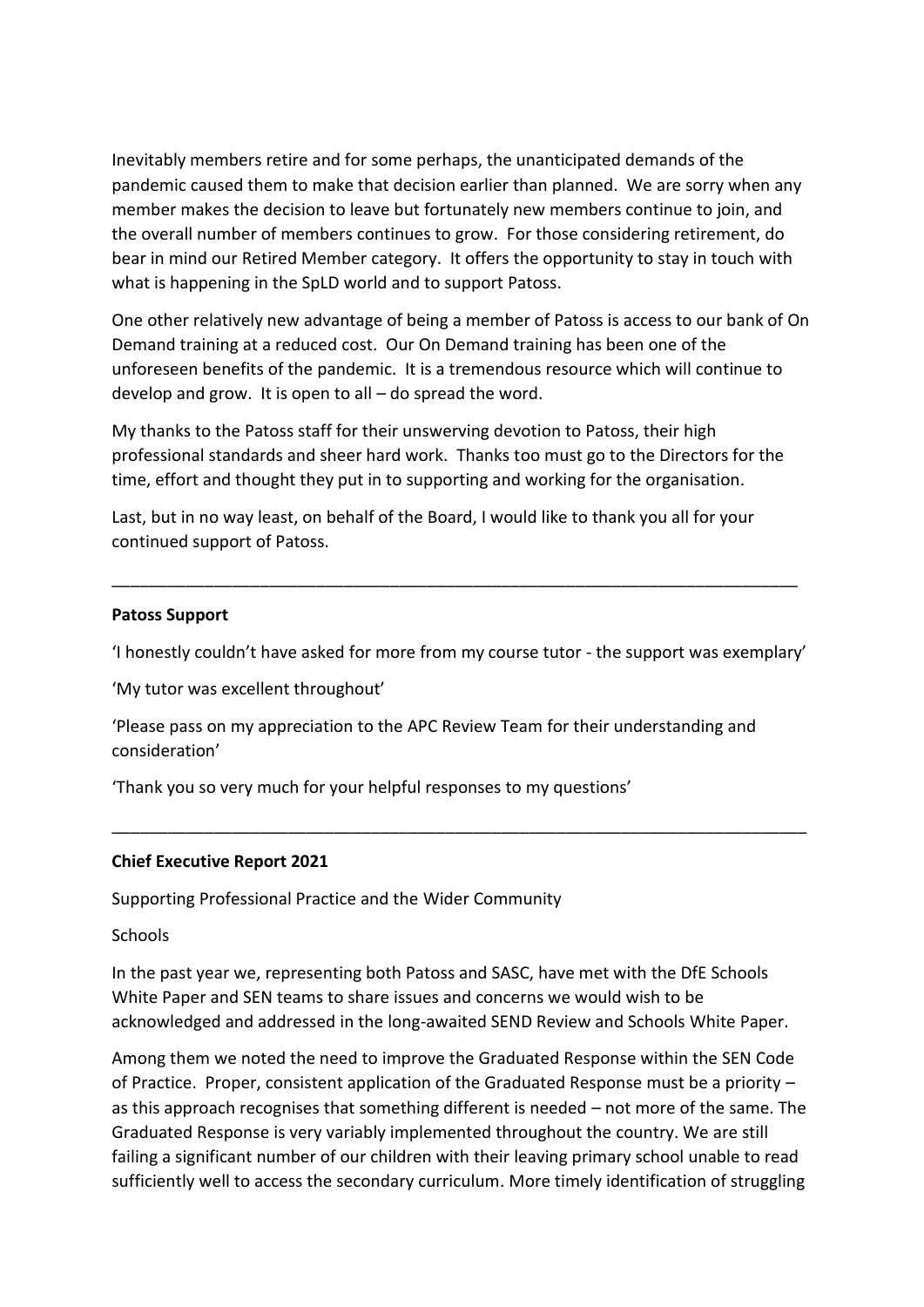Inevitably members retire and for some perhaps, the unanticipated demands of the pandemic caused them to make that decision earlier than planned. We are sorry when any member makes the decision to leave but fortunately new members continue to join, and the overall number of members continues to grow. For those considering retirement, do bear in mind our Retired Member category. It offers the opportunity to stay in touch with what is happening in the SpLD world and to support Patoss.

One other relatively new advantage of being a member of Patoss is access to our bank of On Demand training at a reduced cost. Our On Demand training has been one of the unforeseen benefits of the pandemic. It is a tremendous resource which will continue to develop and grow. It is open to all – do spread the word.

My thanks to the Patoss staff for their unswerving devotion to Patoss, their high professional standards and sheer hard work. Thanks too must go to the Directors for the time, effort and thought they put in to supporting and working for the organisation.

Last, but in no way least, on behalf of the Board, I would like to thank you all for your continued support of Patoss.

---

**Patoss Support**

'I honestly couldn't have asked for more from my course tutor - the support was exemplary'

'My tutor was excellent throughout'

'Please pass on my appreciation to the APC Review Team for their understanding and consideration'

'Thank you so very much for your helpful responses to my questions'

---

**Chief Executive Report 2021**

Supporting Professional Practice and the Wider Community

Schools

In the past year we, representing both Patoss and SASC, have met with the DfE Schools White Paper and SEN teams to share issues and concerns we would wish to be acknowledged and addressed in the long-awaited SEND Review and Schools White Paper.

Among them we noted the need to improve the Graduated Response within the SEN Code of Practice. Proper, consistent application of the Graduated Response must be a priority – as this approach recognises that something different is needed – not more of the same. The Graduated Response is very variably implemented throughout the country. We are still failing a significant number of our children with their leaving primary school unable to read sufficiently well to access the secondary curriculum. More timely identification of struggling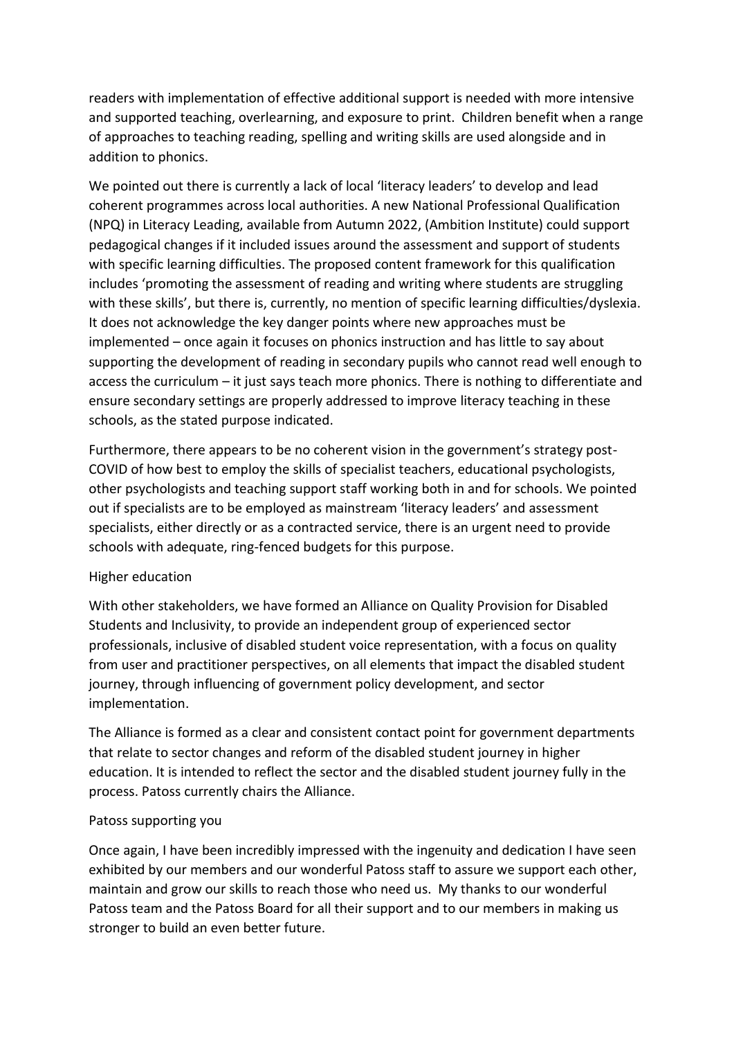readers with implementation of effective additional support is needed with more intensive and supported teaching, overlearning, and exposure to print. Children benefit when a range of approaches to teaching reading, spelling and writing skills are used alongside and in addition to phonics.

We pointed out there is currently a lack of local 'literacy leaders' to develop and lead coherent programmes across local authorities. A new National Professional Qualification (NPQ) in Literacy Leading, available from Autumn 2022, (Ambition Institute) could support pedagogical changes if it included issues around the assessment and support of students with specific learning difficulties. The proposed content framework for this qualification includes 'promoting the assessment of reading and writing where students are struggling with these skills', but there is, currently, no mention of specific learning difficulties/dyslexia. It does not acknowledge the key danger points where new approaches must be implemented – once again it focuses on phonics instruction and has little to say about supporting the development of reading in secondary pupils who cannot read well enough to access the curriculum – it just says teach more phonics. There is nothing to differentiate and ensure secondary settings are properly addressed to improve literacy teaching in these schools, as the stated purpose indicated.

Furthermore, there appears to be no coherent vision in the government's strategy post-COVID of how best to employ the skills of specialist teachers, educational psychologists, other psychologists and teaching support staff working both in and for schools. We pointed out if specialists are to be employed as mainstream 'literacy leaders' and assessment specialists, either directly or as a contracted service, there is an urgent need to provide schools with adequate, ring-fenced budgets for this purpose.

## Higher education

With other stakeholders, we have formed an Alliance on Quality Provision for Disabled Students and Inclusivity, to provide an independent group of experienced sector professionals, inclusive of disabled student voice representation, with a focus on quality from user and practitioner perspectives, on all elements that impact the disabled student journey, through influencing of government policy development, and sector implementation.

The Alliance is formed as a clear and consistent contact point for government departments that relate to sector changes and reform of the disabled student journey in higher education. It is intended to reflect the sector and the disabled student journey fully in the process. Patoss currently chairs the Alliance.

## Patoss supporting you

Once again, I have been incredibly impressed with the ingenuity and dedication I have seen exhibited by our members and our wonderful Patoss staff to assure we support each other, maintain and grow our skills to reach those who need us. My thanks to our wonderful Patoss team and the Patoss Board for all their support and to our members in making us stronger to build an even better future.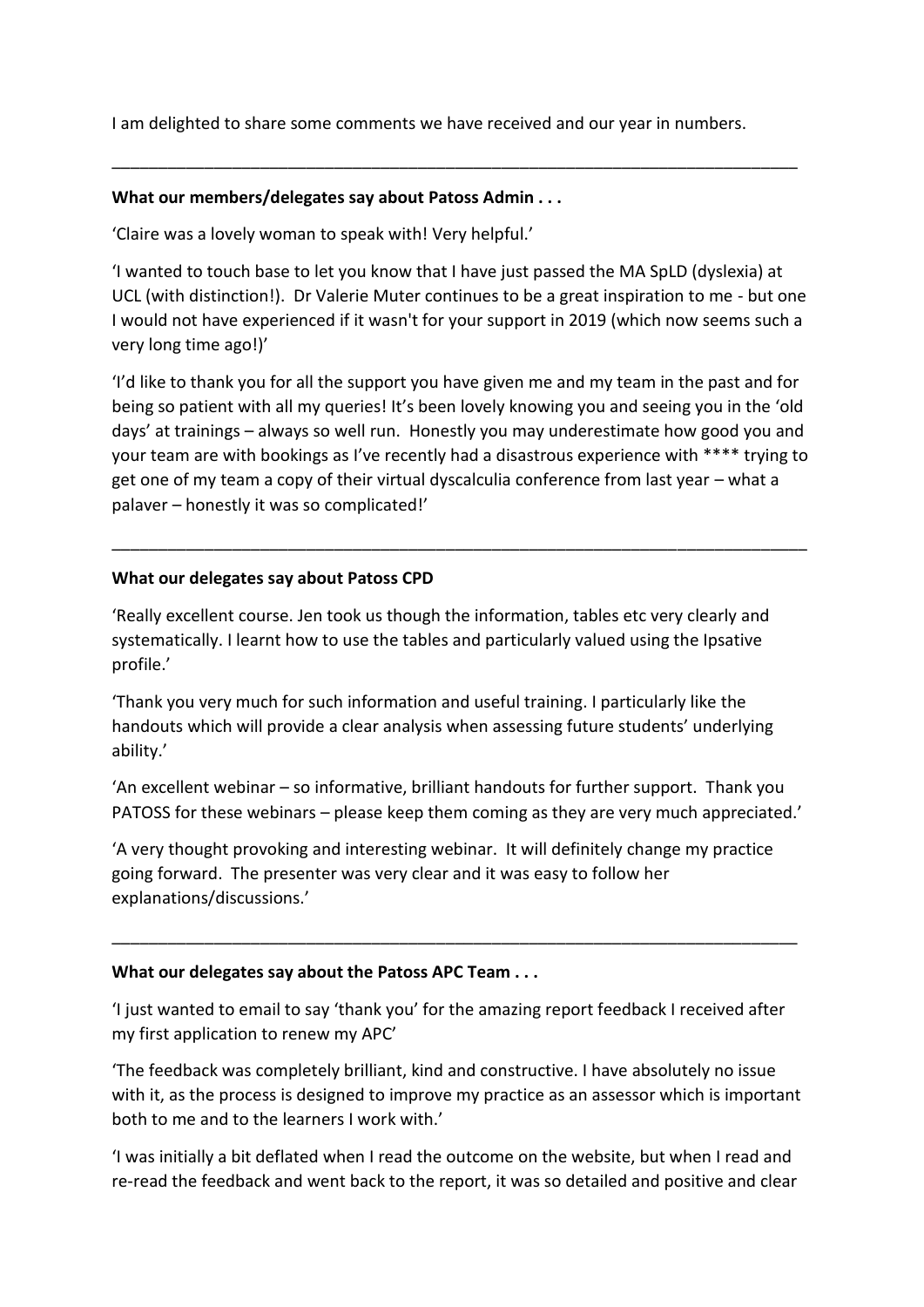I am delighted to share some comments we have received and our year in numbers.

---

**What our members/delegates say about Patoss Admin . . .**

'Claire was a lovely woman to speak with! Very helpful.'

'I wanted to touch base to let you know that I have just passed the MA SpLD (dyslexia) at UCL (with distinction!). Dr Valerie Muter continues to be a great inspiration to me - but one I would not have experienced if it wasn't for your support in 2019 (which now seems such a very long time ago!)'

'I'd like to thank you for all the support you have given me and my team in the past and for being so patient with all my queries! It's been lovely knowing you and seeing you in the 'old days' at trainings – always so well run. Honestly you may underestimate how good you and your team are with bookings as I've recently had a disastrous experience with **** trying to get one of my team a copy of their virtual dyscalculia conference from last year – what a palaver – honestly it was so complicated!'

---

**What our delegates say about Patoss CPD**

'Really excellent course. Jen took us though the information, tables etc very clearly and systematically. I learnt how to use the tables and particularly valued using the Ipsative profile.'

'Thank you very much for such information and useful training. I particularly like the handouts which will provide a clear analysis when assessing future students' underlying ability.'

'An excellent webinar – so informative, brilliant handouts for further support. Thank you PATOSS for these webinars – please keep them coming as they are very much appreciated.'

'A very thought provoking and interesting webinar. It will definitely change my practice going forward. The presenter was very clear and it was easy to follow her explanations/discussions.'

---

**What our delegates say about the Patoss APC Team . . .**

'I just wanted to email to say 'thank you' for the amazing report feedback I received after my first application to renew my APC'

'The feedback was completely brilliant, kind and constructive. I have absolutely no issue with it, as the process is designed to improve my practice as an assessor which is important both to me and to the learners I work with.'

'I was initially a bit deflated when I read the outcome on the website, but when I read and re-read the feedback and went back to the report, it was so detailed and positive and clear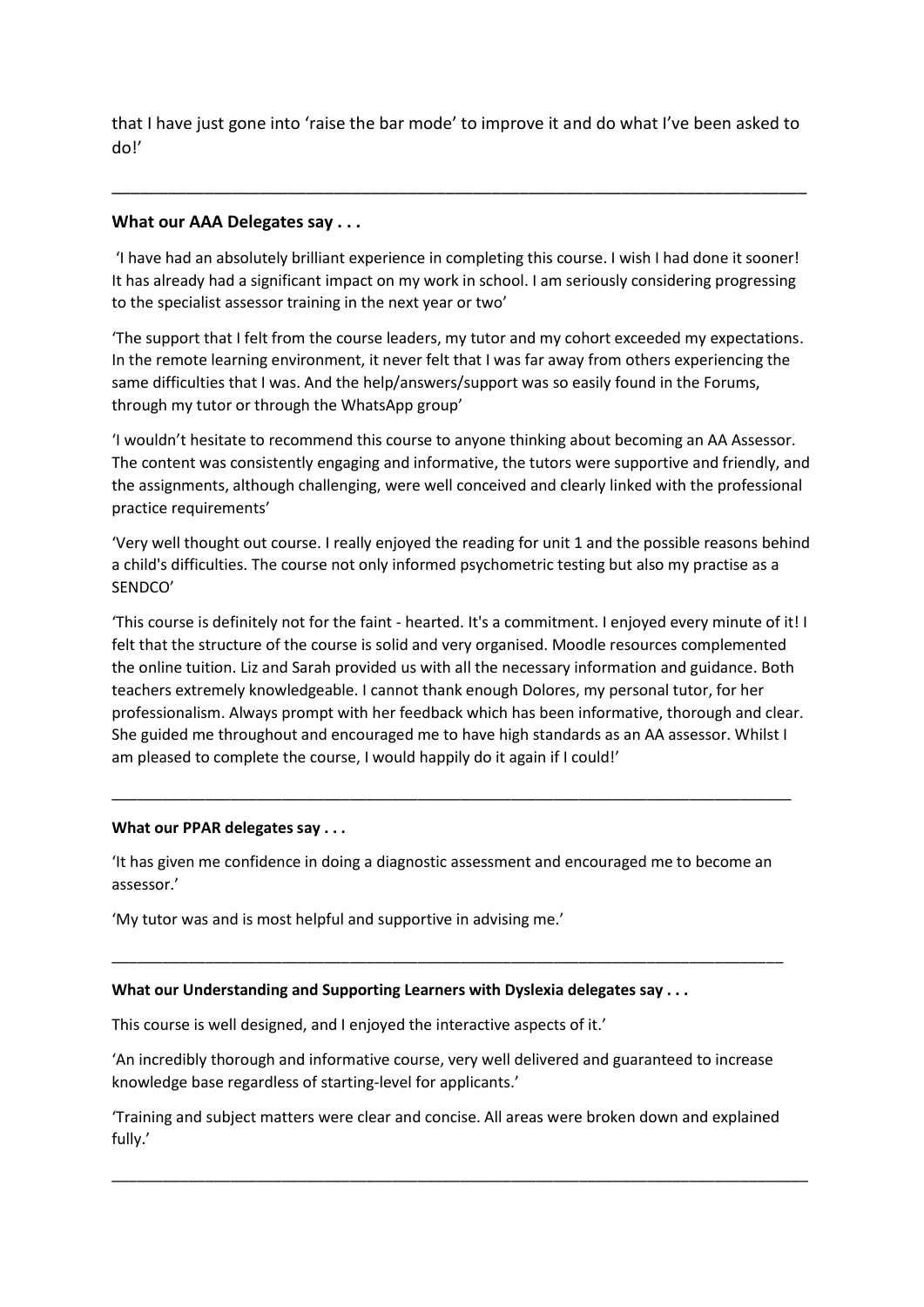that I have just gone into 'raise the bar mode' to improve it and do what I've been asked to do!'

---

**What our AAA Delegates say . . .**

'I have had an absolutely brilliant experience in completing this course. I wish I had done it sooner! It has already had a significant impact on my work in school. I am seriously considering progressing to the specialist assessor training in the next year or two'

'The support that I felt from the course leaders, my tutor and my cohort exceeded my expectations. In the remote learning environment, it never felt that I was far away from others experiencing the same difficulties that I was. And the help/answers/support was so easily found in the Forums, through my tutor or through the WhatsApp group'

'I wouldn't hesitate to recommend this course to anyone thinking about becoming an AA Assessor. The content was consistently engaging and informative, the tutors were supportive and friendly, and the assignments, although challenging, were well conceived and clearly linked with the professional practice requirements'

'Very well thought out course. I really enjoyed the reading for unit 1 and the possible reasons behind a child's difficulties. The course not only informed psychometric testing but also my practise as a SENDCO'

'This course is definitely not for the faint - hearted. It's a commitment. I enjoyed every minute of it! I felt that the structure of the course is solid and very organised. Moodle resources complemented the online tuition. Liz and Sarah provided us with all the necessary information and guidance. Both teachers extremely knowledgeable. I cannot thank enough Dolores, my personal tutor, for her professionalism. Always prompt with her feedback which has been informative, thorough and clear. She guided me throughout and encouraged me to have high standards as an AA assessor. Whilst I am pleased to complete the course, I would happily do it again if I could!'

---

**What our PPAR delegates say . . .**

'It has given me confidence in doing a diagnostic assessment and encouraged me to become an assessor.'

'My tutor was and is most helpful and supportive in advising me.'

---

**What our Understanding and Supporting Learners with Dyslexia delegates say . . .**

This course is well designed, and I enjoyed the interactive aspects of it.'

'An incredibly thorough and informative course, very well delivered and guaranteed to increase knowledge base regardless of starting-level for applicants.'

'Training and subject matters were clear and concise. All areas were broken down and explained fully.'

---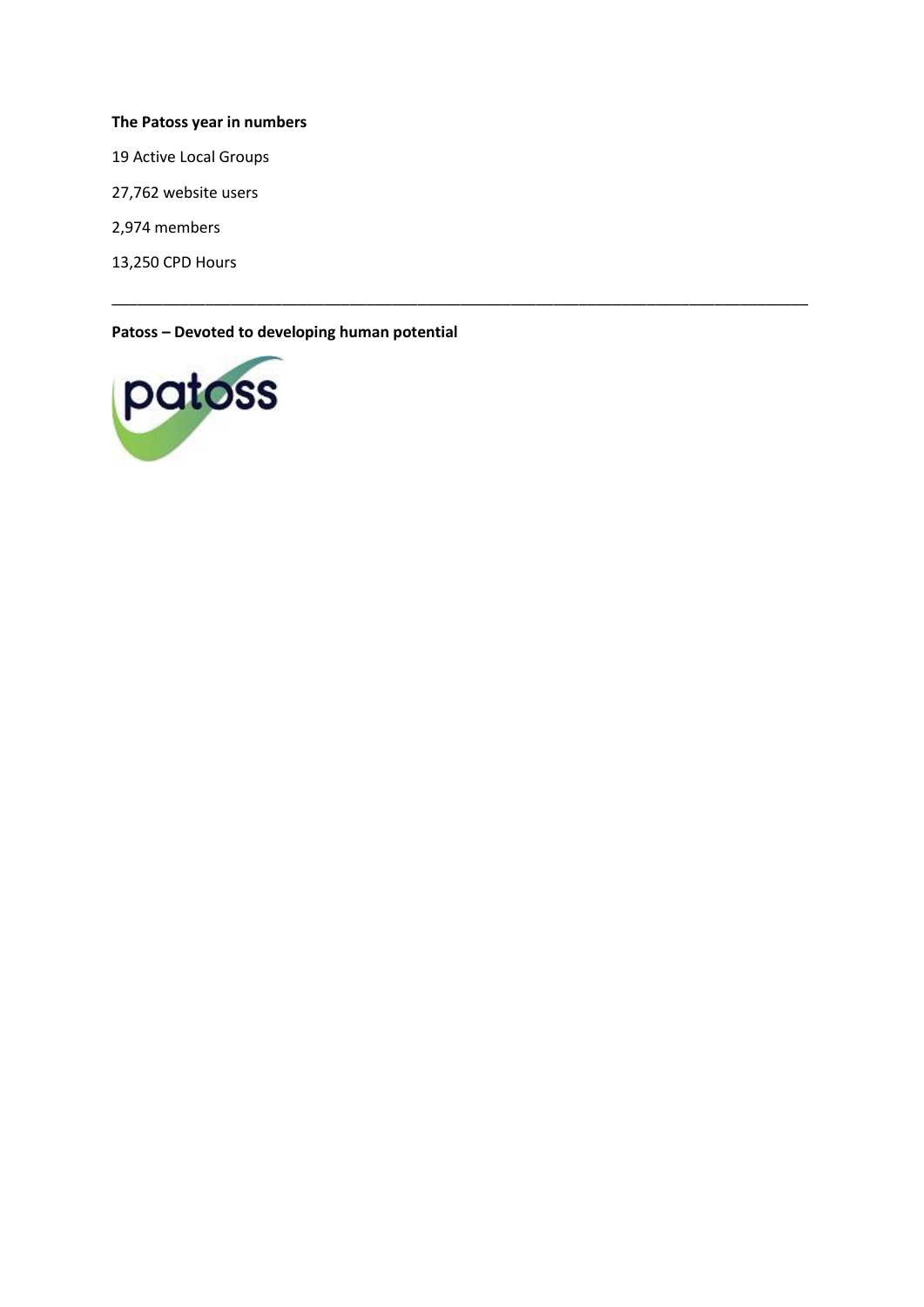**The Patoss year in numbers**

19 Active Local Groups

27,762 website users

2,974 members

13,250 CPD Hours

---

**Patoss – Devoted to developing human potential**